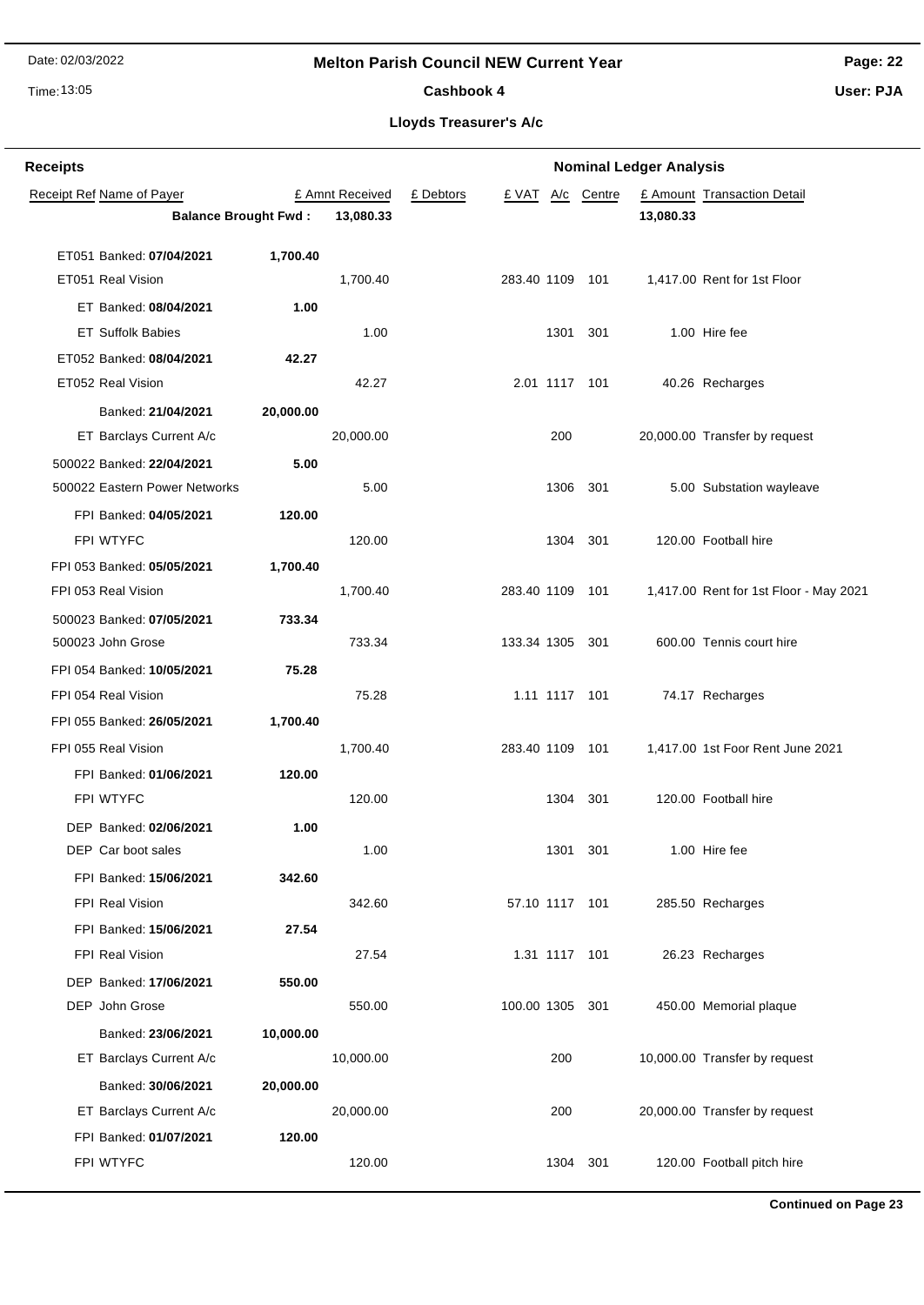# Melton Parish Council NEW Current Year

## Cashbook 4

### Lloyds Treasurer's A/c

**Receipts** — **Nominal Ledger Analysis**

| Receipt Ref | Name of Payer | | £ Amnt Received | £ Debtors | £ VAT | A/c | Centre | £ Amount | Transaction Detail |
|---|---|---|---|---|---|---|---|---|---|
| | **Balance Brought Fwd :** | | **13,080.33** | | | | | **13,080.33** | |
| ET051 | Banked: **07/04/2021** | **1,700.40** | | | | | | | |
| ET051 | Real Vision | | 1,700.40 | | 283.40 | 1109 | 101 | 1,417.00 | Rent for 1st Floor |
| ET | Banked: **08/04/2021** | **1.00** | | | | | | | |
| ET | Suffolk Babies | | 1.00 | | | 1301 | 301 | 1.00 | Hire fee |
| ET052 | Banked: **08/04/2021** | **42.27** | | | | | | | |
| ET052 | Real Vision | | 42.27 | | 2.01 | 1117 | 101 | 40.26 | Recharges |
| | Banked: **21/04/2021** | **20,000.00** | | | | | | | |
| ET | Barclays Current A/c | | 20,000.00 | | | 200 | | 20,000.00 | Transfer by request |
| 500022 | Banked: **22/04/2021** | **5.00** | | | | | | | |
| 500022 | Eastern Power Networks | | 5.00 | | | 1306 | 301 | 5.00 | Substation wayleave |
| FPI | Banked: **04/05/2021** | **120.00** | | | | | | | |
| FPI | WTYFC | | 120.00 | | | 1304 | 301 | 120.00 | Football hire |
| FPI 053 | Banked: **05/05/2021** | **1,700.40** | | | | | | | |
| FPI 053 | Real Vision | | 1,700.40 | | 283.40 | 1109 | 101 | 1,417.00 | Rent for 1st Floor - May 2021 |
| 500023 | Banked: **07/05/2021** | **733.34** | | | | | | | |
| 500023 | John Grose | | 733.34 | | 133.34 | 1305 | 301 | 600.00 | Tennis court hire |
| FPI 054 | Banked: **10/05/2021** | **75.28** | | | | | | | |
| FPI 054 | Real Vision | | 75.28 | | 1.11 | 1117 | 101 | 74.17 | Recharges |
| FPI 055 | Banked: **26/05/2021** | **1,700.40** | | | | | | | |
| FPI 055 | Real Vision | | 1,700.40 | | 283.40 | 1109 | 101 | 1,417.00 | 1st Foor Rent June 2021 |
| FPI | Banked: **01/06/2021** | **120.00** | | | | | | | |
| FPI | WTYFC | | 120.00 | | | 1304 | 301 | 120.00 | Football hire |
| DEP | Banked: **02/06/2021** | **1.00** | | | | | | | |
| DEP | Car boot sales | | 1.00 | | | 1301 | 301 | 1.00 | Hire fee |
| FPI | Banked: **15/06/2021** | **342.60** | | | | | | | |
| FPI | Real Vision | | 342.60 | | 57.10 | 1117 | 101 | 285.50 | Recharges |
| FPI | Banked: **15/06/2021** | **27.54** | | | | | | | |
| FPI | Real Vision | | 27.54 | | 1.31 | 1117 | 101 | 26.23 | Recharges |
| DEP | Banked: **17/06/2021** | **550.00** | | | | | | | |
| DEP | John Grose | | 550.00 | | 100.00 | 1305 | 301 | 450.00 | Memorial plaque |
| | Banked: **23/06/2021** | **10,000.00** | | | | | | | |
| ET | Barclays Current A/c | | 10,000.00 | | | 200 | | 10,000.00 | Transfer by request |
| | Banked: **30/06/2021** | **20,000.00** | | | | | | | |
| ET | Barclays Current A/c | | 20,000.00 | | | 200 | | 20,000.00 | Transfer by request |
| FPI | Banked: **01/07/2021** | **120.00** | | | | | | | |
| FPI | WTYFC | | 120.00 | | | 1304 | 301 | 120.00 | Football pitch hire |

**Continued on Page 23**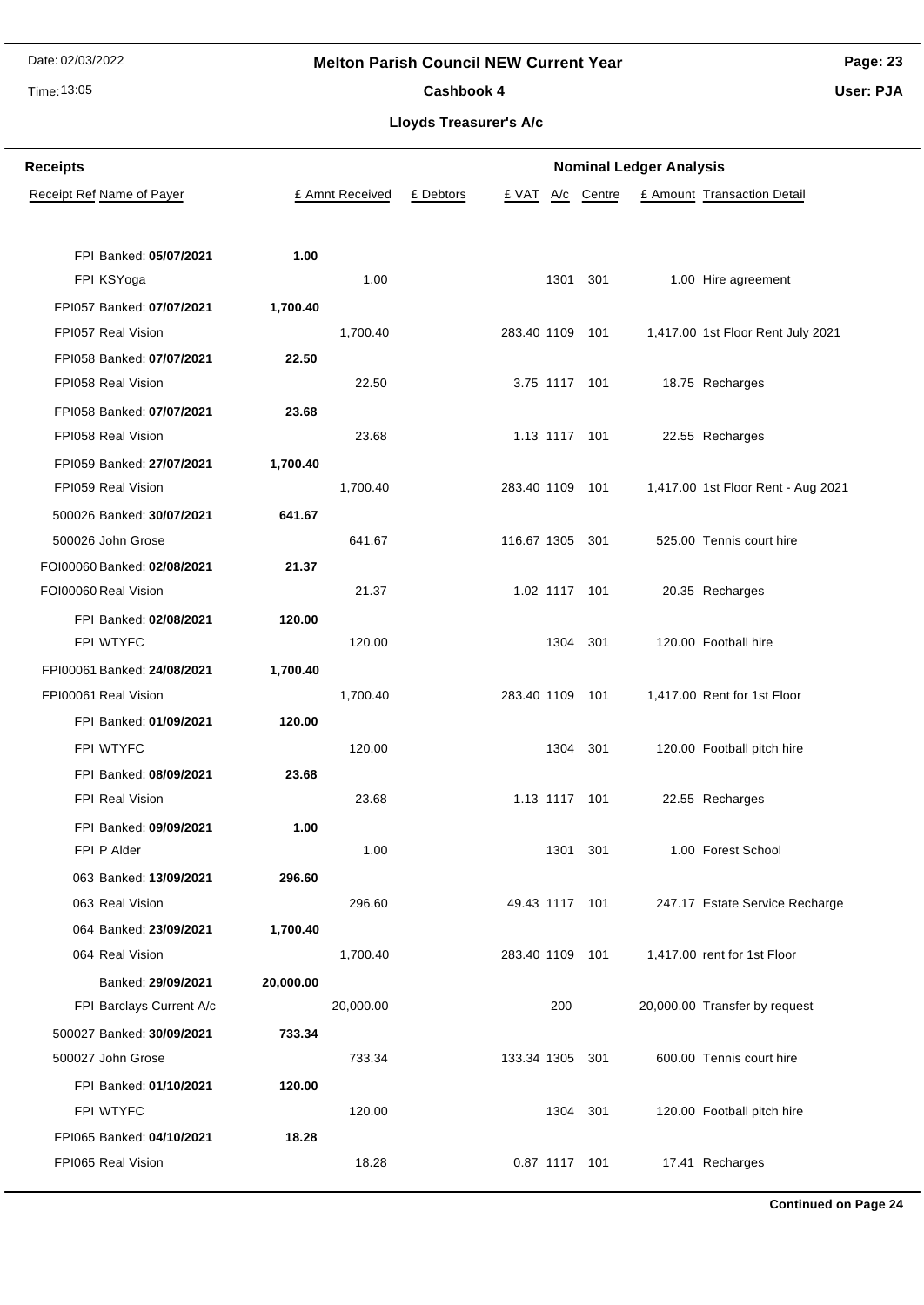# Melton Parish Council NEW Current Year

## Cashbook 4

### Lloyds Treasurer's A/c

| Receipts | | | | Nominal Ledger Analysis | | | | |
|---|---|---|---|---|---|---|---|---|
| Receipt Ref Name of Payer | | £ Amnt Received | £ Debtors | £ VAT | A/c | Centre | £ Amount | Transaction Detail |
| FPI Banked: **05/07/2021** | **1.00** | | | | | | | |
| FPI KSYoga | | 1.00 | | | 1301 | 301 | 1.00 | Hire agreement |
| FPI057 Banked: **07/07/2021** | **1,700.40** | | | | | | | |
| FPI057 Real Vision | | 1,700.40 | | 283.40 | 1109 | 101 | 1,417.00 | 1st Floor Rent July 2021 |
| FPI058 Banked: **07/07/2021** | **22.50** | | | | | | | |
| FPI058 Real Vision | | 22.50 | | 3.75 | 1117 | 101 | 18.75 | Recharges |
| FPI058 Banked: **07/07/2021** | **23.68** | | | | | | | |
| FPI058 Real Vision | | 23.68 | | 1.13 | 1117 | 101 | 22.55 | Recharges |
| FPI059 Banked: **27/07/2021** | **1,700.40** | | | | | | | |
| FPI059 Real Vision | | 1,700.40 | | 283.40 | 1109 | 101 | 1,417.00 | 1st Floor Rent - Aug 2021 |
| 500026 Banked: **30/07/2021** | **641.67** | | | | | | | |
| 500026 John Grose | | 641.67 | | 116.67 | 1305 | 301 | 525.00 | Tennis court hire |
| FOI00060 Banked: **02/08/2021** | **21.37** | | | | | | | |
| FOI00060 Real Vision | | 21.37 | | 1.02 | 1117 | 101 | 20.35 | Recharges |
| FPI Banked: **02/08/2021** | **120.00** | | | | | | | |
| FPI WTYFC | | 120.00 | | | 1304 | 301 | 120.00 | Football hire |
| FPI00061 Banked: **24/08/2021** | **1,700.40** | | | | | | | |
| FPI00061 Real Vision | | 1,700.40 | | 283.40 | 1109 | 101 | 1,417.00 | Rent for 1st Floor |
| FPI Banked: **01/09/2021** | **120.00** | | | | | | | |
| FPI WTYFC | | 120.00 | | | 1304 | 301 | 120.00 | Football pitch hire |
| FPI Banked: **08/09/2021** | **23.68** | | | | | | | |
| FPI Real Vision | | 23.68 | | 1.13 | 1117 | 101 | 22.55 | Recharges |
| FPI Banked: **09/09/2021** | **1.00** | | | | | | | |
| FPI P Alder | | 1.00 | | | 1301 | 301 | 1.00 | Forest School |
| 063 Banked: **13/09/2021** | **296.60** | | | | | | | |
| 063 Real Vision | | 296.60 | | 49.43 | 1117 | 101 | 247.17 | Estate Service Recharge |
| 064 Banked: **23/09/2021** | **1,700.40** | | | | | | | |
| 064 Real Vision | | 1,700.40 | | 283.40 | 1109 | 101 | 1,417.00 | rent for 1st Floor |
| Banked: **29/09/2021** | **20,000.00** | | | | | | | |
| FPI Barclays Current A/c | | 20,000.00 | | | 200 | | 20,000.00 | Transfer by request |
| 500027 Banked: **30/09/2021** | **733.34** | | | | | | | |
| 500027 John Grose | | 733.34 | | 133.34 | 1305 | 301 | 600.00 | Tennis court hire |
| FPI Banked: **01/10/2021** | **120.00** | | | | | | | |
| FPI WTYFC | | 120.00 | | | 1304 | 301 | 120.00 | Football pitch hire |
| FPI065 Banked: **04/10/2021** | **18.28** | | | | | | | |
| FPI065 Real Vision | | 18.28 | | 0.87 | 1117 | 101 | 17.41 | Recharges |

**Continued on Page 24**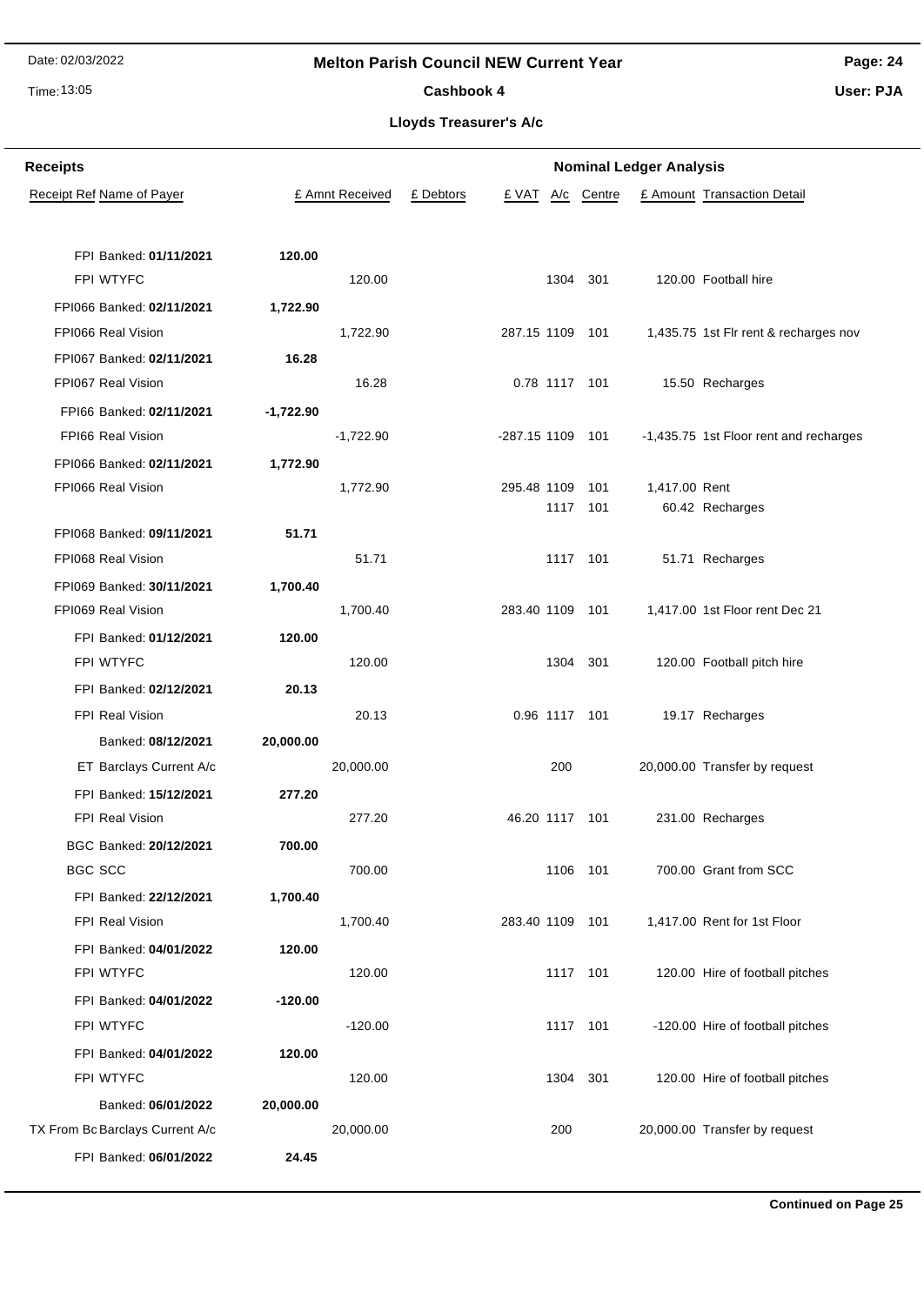# Melton Parish Council NEW Current Year

## Cashbook 4

### Lloyds Treasurer's A/c

Date: 02/03/2022
Time: 13:05

User: PJA

**Receipts** | **Nominal Ledger Analysis**

| Receipt Ref | Name of Payer | | £ Amnt Received | £ Debtors | £ VAT | A/c | Centre | £ Amount | Transaction Detail |
|---|---|---|---|---|---|---|---|---|---|
| FPI | Banked: **01/11/2021** | **120.00** | | | | | | | |
| FPI | WTYFC | | 120.00 | | | 1304 | 301 | 120.00 | Football hire |
| FPI066 | Banked: **02/11/2021** | **1,722.90** | | | | | | | |
| FPI066 | Real Vision | | 1,722.90 | | 287.15 | 1109 | 101 | 1,435.75 | 1st Flr rent & recharges nov |
| FPI067 | Banked: **02/11/2021** | **16.28** | | | | | | | |
| FPI067 | Real Vision | | 16.28 | | 0.78 | 1117 | 101 | 15.50 | Recharges |
| FPI66 | Banked: **02/11/2021** | **-1,722.90** | | | | | | | |
| FPI66 | Real Vision | | -1,722.90 | | -287.15 | 1109 | 101 | -1,435.75 | 1st Floor rent and recharges |
| FPI066 | Banked: **02/11/2021** | **1,772.90** | | | | | | | |
| FPI066 | Real Vision | | 1,772.90 | | 295.48 | 1109 | 101 | 1,417.00 | Rent |
| | | | | | | 1117 | 101 | 60.42 | Recharges |
| FPI068 | Banked: **09/11/2021** | **51.71** | | | | | | | |
| FPI068 | Real Vision | | 51.71 | | | 1117 | 101 | 51.71 | Recharges |
| FPI069 | Banked: **30/11/2021** | **1,700.40** | | | | | | | |
| FPI069 | Real Vision | | 1,700.40 | | 283.40 | 1109 | 101 | 1,417.00 | 1st Floor rent Dec 21 |
| FPI | Banked: **01/12/2021** | **120.00** | | | | | | | |
| FPI | WTYFC | | 120.00 | | | 1304 | 301 | 120.00 | Football pitch hire |
| FPI | Banked: **02/12/2021** | **20.13** | | | | | | | |
| FPI | Real Vision | | 20.13 | | 0.96 | 1117 | 101 | 19.17 | Recharges |
| | Banked: **08/12/2021** | **20,000.00** | | | | | | | |
| ET | Barclays Current A/c | | 20,000.00 | | | 200 | | 20,000.00 | Transfer by request |
| FPI | Banked: **15/12/2021** | **277.20** | | | | | | | |
| FPI | Real Vision | | 277.20 | | 46.20 | 1117 | 101 | 231.00 | Recharges |
| BGC | Banked: **20/12/2021** | **700.00** | | | | | | | |
| BGC | SCC | | 700.00 | | | 1106 | 101 | 700.00 | Grant from SCC |
| FPI | Banked: **22/12/2021** | **1,700.40** | | | | | | | |
| FPI | Real Vision | | 1,700.40 | | 283.40 | 1109 | 101 | 1,417.00 | Rent for 1st Floor |
| FPI | Banked: **04/01/2022** | **120.00** | | | | | | | |
| FPI | WTYFC | | 120.00 | | | 1117 | 101 | 120.00 | Hire of football pitches |
| FPI | Banked: **04/01/2022** | **-120.00** | | | | | | | |
| FPI | WTYFC | | -120.00 | | | 1117 | 101 | -120.00 | Hire of football pitches |
| FPI | Banked: **04/01/2022** | **120.00** | | | | | | | |
| FPI | WTYFC | | 120.00 | | | 1304 | 301 | 120.00 | Hire of football pitches |
| | Banked: **06/01/2022** | **20,000.00** | | | | | | | |
| TX From Bc | Barclays Current A/c | | 20,000.00 | | | 200 | | 20,000.00 | Transfer by request |
| FPI | Banked: **06/01/2022** | **24.45** | | | | | | | |

**Continued on Page 25**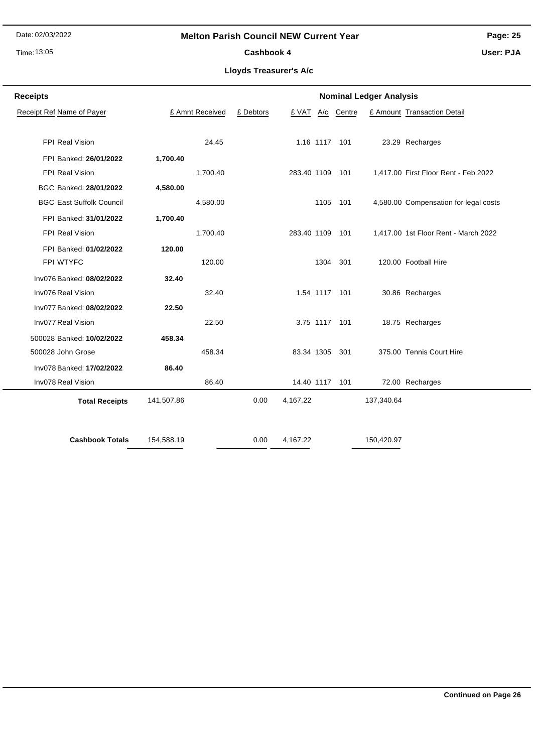## Melton Parish Council NEW Current Year

### Cashbook 4

### Lloyds Treasurer's A/c

| Receipts | | | | Nominal Ledger Analysis | | | | |
|---|---|---|---|---|---|---|---|---|
| Receipt Ref Name of Payer | | £ Amnt Received | £ Debtors | £ VAT | A/c | Centre | £ Amount | Transaction Detail |
| FPI Real Vision | | 24.45 | | 1.16 | 1117 | 101 | 23.29 | Recharges |
| FPI Banked: **26/01/2022** | **1,700.40** | | | | | | | |
| FPI Real Vision | | 1,700.40 | | 283.40 | 1109 | 101 | 1,417.00 | First Floor Rent - Feb 2022 |
| BGC Banked: **28/01/2022** | **4,580.00** | | | | | | | |
| BGC East Suffolk Council | | 4,580.00 | | | 1105 | 101 | 4,580.00 | Compensation for legal costs |
| FPI Banked: **31/01/2022** | **1,700.40** | | | | | | | |
| FPI Real Vision | | 1,700.40 | | 283.40 | 1109 | 101 | 1,417.00 | 1st Floor Rent - March 2022 |
| FPI Banked: **01/02/2022** | **120.00** | | | | | | | |
| FPI WTYFC | | 120.00 | | | 1304 | 301 | 120.00 | Football Hire |
| Inv076 Banked: **08/02/2022** | **32.40** | | | | | | | |
| Inv076 Real Vision | | 32.40 | | 1.54 | 1117 | 101 | 30.86 | Recharges |
| Inv077 Banked: **08/02/2022** | **22.50** | | | | | | | |
| Inv077 Real Vision | | 22.50 | | 3.75 | 1117 | 101 | 18.75 | Recharges |
| 500028 Banked: **10/02/2022** | **458.34** | | | | | | | |
| 500028 John Grose | | 458.34 | | 83.34 | 1305 | 301 | 375.00 | Tennis Court Hire |
| Inv078 Banked: **17/02/2022** | **86.40** | | | | | | | |
| Inv078 Real Vision | | 86.40 | | 14.40 | 1117 | 101 | 72.00 | Recharges |
| **Total Receipts** | 141,507.86 | | 0.00 | 4,167.22 | | | 137,340.64 | |
| **Cashbook Totals** | 154,588.19 | | 0.00 | 4,167.22 | | | 150,420.97 | |

**Continued on Page 26**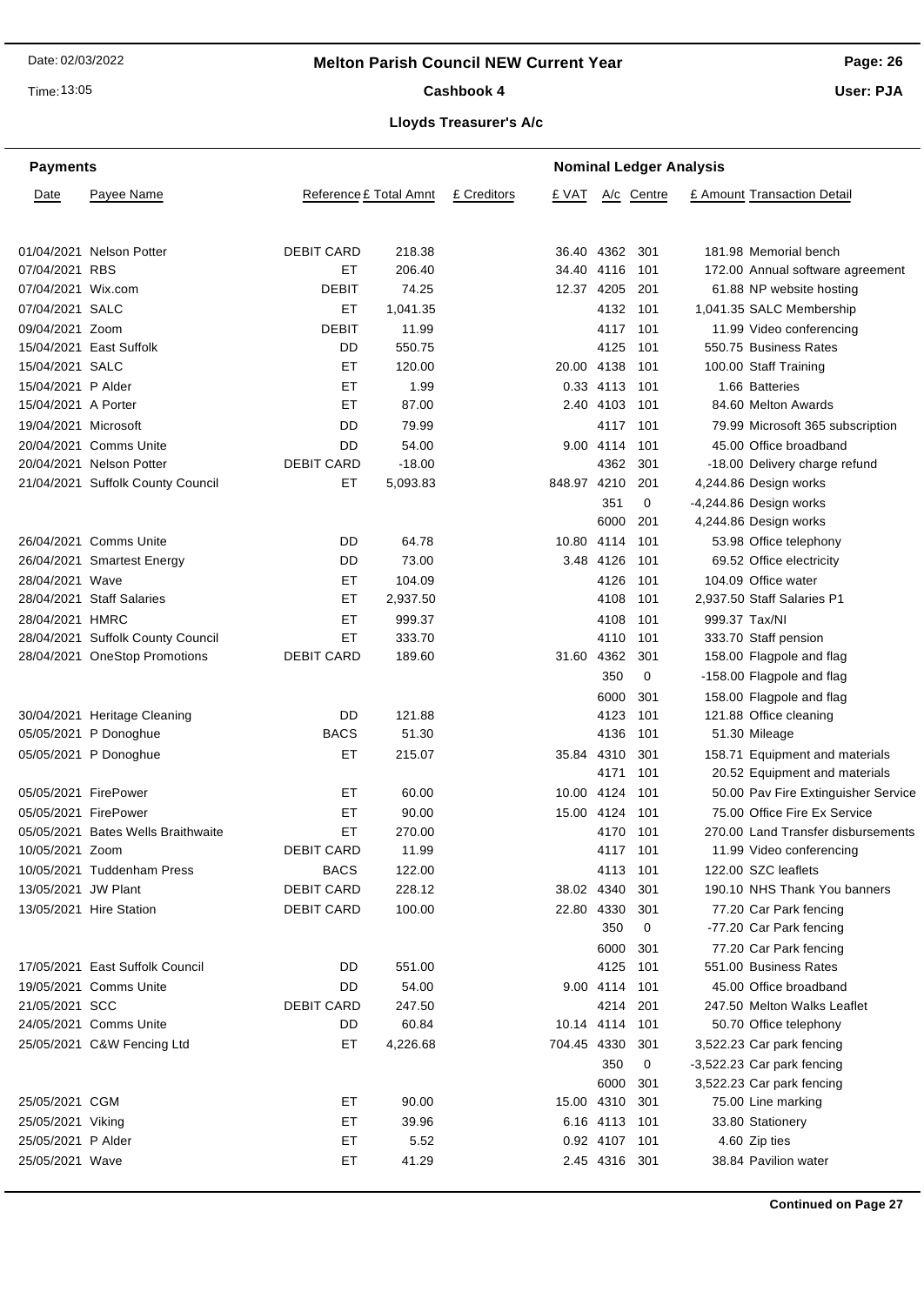# Melton Parish Council NEW Current Year

## Cashbook 4

### Lloyds Treasurer's A/c

Date: 02/03/2022
Time: 13:05
User: PJA

| Payments | | | | | Nominal Ledger Analysis | | | | |
|---|---|---|---|---|---|---|---|---|---|
| Date | Payee Name | Reference | £ Total Amnt | £ Creditors | £ VAT | A/c | Centre | £ Amount | Transaction Detail |
| 01/04/2021 | Nelson Potter | DEBIT CARD | 218.38 | | 36.40 | 4362 | 301 | 181.98 | Memorial bench |
| 07/04/2021 | RBS | ET | 206.40 | | 34.40 | 4116 | 101 | 172.00 | Annual software agreement |
| 07/04/2021 | Wix.com | DEBIT | 74.25 | | 12.37 | 4205 | 201 | 61.88 | NP website hosting |
| 07/04/2021 | SALC | ET | 1,041.35 | | | 4132 | 101 | 1,041.35 | SALC Membership |
| 09/04/2021 | Zoom | DEBIT | 11.99 | | | 4117 | 101 | 11.99 | Video conferencing |
| 15/04/2021 | East Suffolk | DD | 550.75 | | | 4125 | 101 | 550.75 | Business Rates |
| 15/04/2021 | SALC | ET | 120.00 | | 20.00 | 4138 | 101 | 100.00 | Staff Training |
| 15/04/2021 | P Alder | ET | 1.99 | | 0.33 | 4113 | 101 | 1.66 | Batteries |
| 15/04/2021 | A Porter | ET | 87.00 | | 2.40 | 4103 | 101 | 84.60 | Melton Awards |
| 19/04/2021 | Microsoft | DD | 79.99 | | | 4117 | 101 | 79.99 | Microsoft 365 subscription |
| 20/04/2021 | Comms Unite | DD | 54.00 | | 9.00 | 4114 | 101 | 45.00 | Office broadband |
| 20/04/2021 | Nelson Potter | DEBIT CARD | -18.00 | | | 4362 | 301 | -18.00 | Delivery charge refund |
| 21/04/2021 | Suffolk County Council | ET | 5,093.83 | | 848.97 | 4210 | 201 | 4,244.86 | Design works |
| | | | | | | 351 | 0 | -4,244.86 | Design works |
| | | | | | | 6000 | 201 | 4,244.86 | Design works |
| 26/04/2021 | Comms Unite | DD | 64.78 | | 10.80 | 4114 | 101 | 53.98 | Office telephony |
| 26/04/2021 | Smartest Energy | DD | 73.00 | | 3.48 | 4126 | 101 | 69.52 | Office electricity |
| 28/04/2021 | Wave | ET | 104.09 | | | 4126 | 101 | 104.09 | Office water |
| 28/04/2021 | Staff Salaries | ET | 2,937.50 | | | 4108 | 101 | 2,937.50 | Staff Salaries P1 |
| 28/04/2021 | HMRC | ET | 999.37 | | | 4108 | 101 | 999.37 | Tax/NI |
| 28/04/2021 | Suffolk County Council | ET | 333.70 | | | 4110 | 101 | 333.70 | Staff pension |
| 28/04/2021 | OneStop Promotions | DEBIT CARD | 189.60 | | 31.60 | 4362 | 301 | 158.00 | Flagpole and flag |
| | | | | | | 350 | 0 | -158.00 | Flagpole and flag |
| | | | | | | 6000 | 301 | 158.00 | Flagpole and flag |
| 30/04/2021 | Heritage Cleaning | DD | 121.88 | | | 4123 | 101 | 121.88 | Office cleaning |
| 05/05/2021 | P Donoghue | BACS | 51.30 | | | 4136 | 101 | 51.30 | Mileage |
| 05/05/2021 | P Donoghue | ET | 215.07 | | 35.84 | 4310 | 301 | 158.71 | Equipment and materials |
| | | | | | | 4171 | 101 | 20.52 | Equipment and materials |
| 05/05/2021 | FirePower | ET | 60.00 | | 10.00 | 4124 | 101 | 50.00 | Pav Fire Extinguisher Service |
| 05/05/2021 | FirePower | ET | 90.00 | | 15.00 | 4124 | 101 | 75.00 | Office Fire Ex Service |
| 05/05/2021 | Bates Wells Braithwaite | ET | 270.00 | | | 4170 | 101 | 270.00 | Land Transfer disbursements |
| 10/05/2021 | Zoom | DEBIT CARD | 11.99 | | | 4117 | 101 | 11.99 | Video conferencing |
| 10/05/2021 | Tuddenham Press | BACS | 122.00 | | | 4113 | 101 | 122.00 | SZC leaflets |
| 13/05/2021 | JW Plant | DEBIT CARD | 228.12 | | 38.02 | 4340 | 301 | 190.10 | NHS Thank You banners |
| 13/05/2021 | Hire Station | DEBIT CARD | 100.00 | | 22.80 | 4330 | 301 | 77.20 | Car Park fencing |
| | | | | | | 350 | 0 | -77.20 | Car Park fencing |
| | | | | | | 6000 | 301 | 77.20 | Car Park fencing |
| 17/05/2021 | East Suffolk Council | DD | 551.00 | | | 4125 | 101 | 551.00 | Business Rates |
| 19/05/2021 | Comms Unite | DD | 54.00 | | 9.00 | 4114 | 101 | 45.00 | Office broadband |
| 21/05/2021 | SCC | DEBIT CARD | 247.50 | | | 4214 | 201 | 247.50 | Melton Walks Leaflet |
| 24/05/2021 | Comms Unite | DD | 60.84 | | 10.14 | 4114 | 101 | 50.70 | Office telephony |
| 25/05/2021 | C&W Fencing Ltd | ET | 4,226.68 | | 704.45 | 4330 | 301 | 3,522.23 | Car park fencing |
| | | | | | | 350 | 0 | -3,522.23 | Car park fencing |
| | | | | | | 6000 | 301 | 3,522.23 | Car park fencing |
| 25/05/2021 | CGM | ET | 90.00 | | 15.00 | 4310 | 301 | 75.00 | Line marking |
| 25/05/2021 | Viking | ET | 39.96 | | 6.16 | 4113 | 101 | 33.80 | Stationery |
| 25/05/2021 | P Alder | ET | 5.52 | | 0.92 | 4107 | 101 | 4.60 | Zip ties |
| 25/05/2021 | Wave | ET | 41.29 | | 2.45 | 4316 | 301 | 38.84 | Pavilion water |

**Continued on Page 27**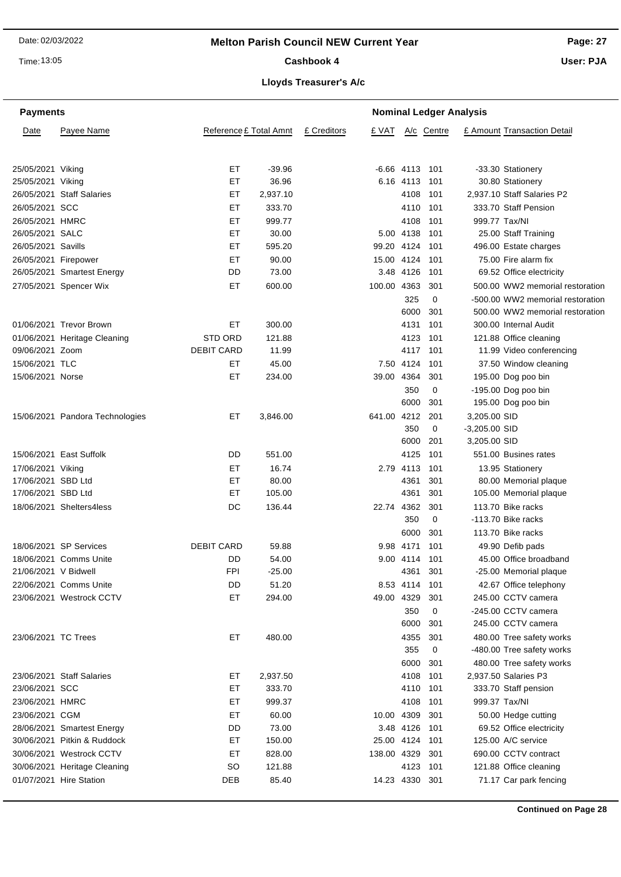# Melton Parish Council NEW Current Year

**Cashbook 4**

**Lloyds Treasurer's A/c**

| Date | Payee Name | Reference | £ Total Amnt | £ Creditors | £ VAT | A/c | Centre | £ Amount | Transaction Detail |
|---|---|---|---|---|---|---|---|---|---|
| 25/05/2021 | Viking | ET | -39.96 | | -6.66 | 4113 | 101 | -33.30 | Stationery |
| 25/05/2021 | Viking | ET | 36.96 | | 6.16 | 4113 | 101 | 30.80 | Stationery |
| 26/05/2021 | Staff Salaries | ET | 2,937.10 | | | 4108 | 101 | 2,937.10 | Staff Salaries P2 |
| 26/05/2021 | SCC | ET | 333.70 | | | 4110 | 101 | 333.70 | Staff Pension |
| 26/05/2021 | HMRC | ET | 999.77 | | | 4108 | 101 | 999.77 | Tax/NI |
| 26/05/2021 | SALC | ET | 30.00 | | 5.00 | 4138 | 101 | 25.00 | Staff Training |
| 26/05/2021 | Savills | ET | 595.20 | | 99.20 | 4124 | 101 | 496.00 | Estate charges |
| 26/05/2021 | Firepower | ET | 90.00 | | 15.00 | 4124 | 101 | 75.00 | Fire alarm fix |
| 26/05/2021 | Smartest Energy | DD | 73.00 | | 3.48 | 4126 | 101 | 69.52 | Office electricity |
| 27/05/2021 | Spencer Wix | ET | 600.00 | | 100.00 | 4363 | 301 | 500.00 | WW2 memorial restoration |
| | | | | | | 325 | 0 | -500.00 | WW2 memorial restoration |
| | | | | | | 6000 | 301 | 500.00 | WW2 memorial restoration |
| 01/06/2021 | Trevor Brown | ET | 300.00 | | | 4131 | 101 | 300.00 | Internal Audit |
| 01/06/2021 | Heritage Cleaning | STD ORD | 121.88 | | | 4123 | 101 | 121.88 | Office cleaning |
| 09/06/2021 | Zoom | DEBIT CARD | 11.99 | | | 4117 | 101 | 11.99 | Video conferencing |
| 15/06/2021 | TLC | ET | 45.00 | | 7.50 | 4124 | 101 | 37.50 | Window cleaning |
| 15/06/2021 | Norse | ET | 234.00 | | 39.00 | 4364 | 301 | 195.00 | Dog poo bin |
| | | | | | | 350 | 0 | -195.00 | Dog poo bin |
| | | | | | | 6000 | 301 | 195.00 | Dog poo bin |
| 15/06/2021 | Pandora Technologies | ET | 3,846.00 | | 641.00 | 4212 | 201 | 3,205.00 | SID |
| | | | | | | 350 | 0 | -3,205.00 | SID |
| | | | | | | 6000 | 201 | 3,205.00 | SID |
| 15/06/2021 | East Suffolk | DD | 551.00 | | | 4125 | 101 | 551.00 | Busines rates |
| 17/06/2021 | Viking | ET | 16.74 | | 2.79 | 4113 | 101 | 13.95 | Stationery |
| 17/06/2021 | SBD Ltd | ET | 80.00 | | | 4361 | 301 | 80.00 | Memorial plaque |
| 17/06/2021 | SBD Ltd | ET | 105.00 | | | 4361 | 301 | 105.00 | Memorial plaque |
| 18/06/2021 | Shelters4less | DC | 136.44 | | 22.74 | 4362 | 301 | 113.70 | Bike racks |
| | | | | | | 350 | 0 | -113.70 | Bike racks |
| | | | | | | 6000 | 301 | 113.70 | Bike racks |
| 18/06/2021 | SP Services | DEBIT CARD | 59.88 | | 9.98 | 4171 | 101 | 49.90 | Defib pads |
| 18/06/2021 | Comms Unite | DD | 54.00 | | 9.00 | 4114 | 101 | 45.00 | Office broadband |
| 21/06/2021 | V Bidwell | FPI | -25.00 | | | 4361 | 301 | -25.00 | Memorial plaque |
| 22/06/2021 | Comms Unite | DD | 51.20 | | 8.53 | 4114 | 101 | 42.67 | Office telephony |
| 23/06/2021 | Westrock CCTV | ET | 294.00 | | 49.00 | 4329 | 301 | 245.00 | CCTV camera |
| | | | | | | 350 | 0 | -245.00 | CCTV camera |
| | | | | | | 6000 | 301 | 245.00 | CCTV camera |
| 23/06/2021 | TC Trees | ET | 480.00 | | | 4355 | 301 | 480.00 | Tree safety works |
| | | | | | | 355 | 0 | -480.00 | Tree safety works |
| | | | | | | 6000 | 301 | 480.00 | Tree safety works |
| 23/06/2021 | Staff Salaries | ET | 2,937.50 | | | 4108 | 101 | 2,937.50 | Salaries P3 |
| 23/06/2021 | SCC | ET | 333.70 | | | 4110 | 101 | 333.70 | Staff pension |
| 23/06/2021 | HMRC | ET | 999.37 | | | 4108 | 101 | 999.37 | Tax/NI |
| 23/06/2021 | CGM | ET | 60.00 | | 10.00 | 4309 | 301 | 50.00 | Hedge cutting |
| 28/06/2021 | Smartest Energy | DD | 73.00 | | 3.48 | 4126 | 101 | 69.52 | Office electricity |
| 30/06/2021 | Pitkin & Ruddock | ET | 150.00 | | 25.00 | 4124 | 101 | 125.00 | A/C service |
| 30/06/2021 | Westrock CCTV | ET | 828.00 | | 138.00 | 4329 | 301 | 690.00 | CCTV contract |
| 30/06/2021 | Heritage Cleaning | SO | 121.88 | | | 4123 | 101 | 121.88 | Office cleaning |
| 01/07/2021 | Hire Station | DEB | 85.40 | | 14.23 | 4330 | 301 | 71.17 | Car park fencing |

**Continued on Page 28**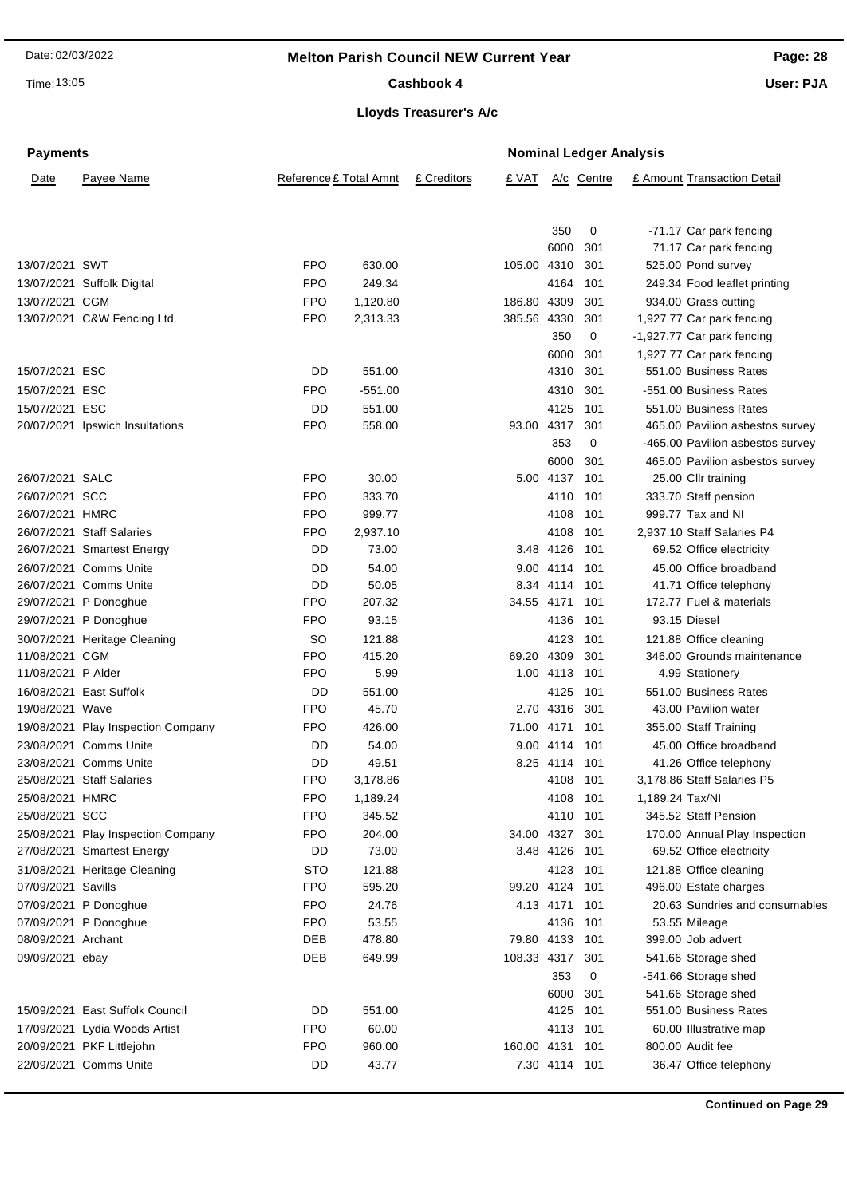# Melton Parish Council NEW Current Year

## Cashbook 4

### Lloyds Treasurer's A/c

| Date | Payee Name | Reference | £ Total Amnt | £ Creditors | £ VAT | A/c | Centre | £ Amount | Transaction Detail |
|---|---|---|---|---|---|---|---|---|---|
| | | | | | | 350 | 0 | -71.17 | Car park fencing |
| | | | | | | 6000 | 301 | 71.17 | Car park fencing |
| 13/07/2021 | SWT | FPO | 630.00 | | 105.00 | 4310 | 301 | 525.00 | Pond survey |
| 13/07/2021 | Suffolk Digital | FPO | 249.34 | | | 4164 | 101 | 249.34 | Food leaflet printing |
| 13/07/2021 | CGM | FPO | 1,120.80 | | 186.80 | 4309 | 301 | 934.00 | Grass cutting |
| 13/07/2021 | C&W Fencing Ltd | FPO | 2,313.33 | | 385.56 | 4330 | 301 | 1,927.77 | Car park fencing |
| | | | | | | 350 | 0 | -1,927.77 | Car park fencing |
| | | | | | | 6000 | 301 | 1,927.77 | Car park fencing |
| 15/07/2021 | ESC | DD | 551.00 | | | 4310 | 301 | 551.00 | Business Rates |
| 15/07/2021 | ESC | FPO | -551.00 | | | 4310 | 301 | -551.00 | Business Rates |
| 15/07/2021 | ESC | DD | 551.00 | | | 4125 | 101 | 551.00 | Business Rates |
| 20/07/2021 | Ipswich Insultations | FPO | 558.00 | | 93.00 | 4317 | 301 | 465.00 | Pavilion asbestos survey |
| | | | | | | 353 | 0 | -465.00 | Pavilion asbestos survey |
| | | | | | | 6000 | 301 | 465.00 | Pavilion asbestos survey |
| 26/07/2021 | SALC | FPO | 30.00 | | 5.00 | 4137 | 101 | 25.00 | Cllr training |
| 26/07/2021 | SCC | FPO | 333.70 | | | 4110 | 101 | 333.70 | Staff pension |
| 26/07/2021 | HMRC | FPO | 999.77 | | | 4108 | 101 | 999.77 | Tax and NI |
| 26/07/2021 | Staff Salaries | FPO | 2,937.10 | | | 4108 | 101 | 2,937.10 | Staff Salaries P4 |
| 26/07/2021 | Smartest Energy | DD | 73.00 | | 3.48 | 4126 | 101 | 69.52 | Office electricity |
| 26/07/2021 | Comms Unite | DD | 54.00 | | 9.00 | 4114 | 101 | 45.00 | Office broadband |
| 26/07/2021 | Comms Unite | DD | 50.05 | | 8.34 | 4114 | 101 | 41.71 | Office telephony |
| 29/07/2021 | P Donoghue | FPO | 207.32 | | 34.55 | 4171 | 101 | 172.77 | Fuel & materials |
| 29/07/2021 | P Donoghue | FPO | 93.15 | | | 4136 | 101 | 93.15 | Diesel |
| 30/07/2021 | Heritage Cleaning | SO | 121.88 | | | 4123 | 101 | 121.88 | Office cleaning |
| 11/08/2021 | CGM | FPO | 415.20 | | 69.20 | 4309 | 301 | 346.00 | Grounds maintenance |
| 11/08/2021 | P Alder | FPO | 5.99 | | 1.00 | 4113 | 101 | 4.99 | Stationery |
| 16/08/2021 | East Suffolk | DD | 551.00 | | | 4125 | 101 | 551.00 | Business Rates |
| 19/08/2021 | Wave | FPO | 45.70 | | 2.70 | 4316 | 301 | 43.00 | Pavilion water |
| 19/08/2021 | Play Inspection Company | FPO | 426.00 | | 71.00 | 4171 | 101 | 355.00 | Staff Training |
| 23/08/2021 | Comms Unite | DD | 54.00 | | 9.00 | 4114 | 101 | 45.00 | Office broadband |
| 23/08/2021 | Comms Unite | DD | 49.51 | | 8.25 | 4114 | 101 | 41.26 | Office telephony |
| 25/08/2021 | Staff Salaries | FPO | 3,178.86 | | | 4108 | 101 | 3,178.86 | Staff Salaries P5 |
| 25/08/2021 | HMRC | FPO | 1,189.24 | | | 4108 | 101 | 1,189.24 | Tax/NI |
| 25/08/2021 | SCC | FPO | 345.52 | | | 4110 | 101 | 345.52 | Staff Pension |
| 25/08/2021 | Play Inspection Company | FPO | 204.00 | | 34.00 | 4327 | 301 | 170.00 | Annual Play Inspection |
| 27/08/2021 | Smartest Energy | DD | 73.00 | | 3.48 | 4126 | 101 | 69.52 | Office electricity |
| 31/08/2021 | Heritage Cleaning | STO | 121.88 | | | 4123 | 101 | 121.88 | Office cleaning |
| 07/09/2021 | Savills | FPO | 595.20 | | 99.20 | 4124 | 101 | 496.00 | Estate charges |
| 07/09/2021 | P Donoghue | FPO | 24.76 | | 4.13 | 4171 | 101 | 20.63 | Sundries and consumables |
| 07/09/2021 | P Donoghue | FPO | 53.55 | | | 4136 | 101 | 53.55 | Mileage |
| 08/09/2021 | Archant | DEB | 478.80 | | 79.80 | 4133 | 101 | 399.00 | Job advert |
| 09/09/2021 | ebay | DEB | 649.99 | | 108.33 | 4317 | 301 | 541.66 | Storage shed |
| | | | | | | 353 | 0 | -541.66 | Storage shed |
| | | | | | | 6000 | 301 | 541.66 | Storage shed |
| 15/09/2021 | East Suffolk Council | DD | 551.00 | | | 4125 | 101 | 551.00 | Business Rates |
| 17/09/2021 | Lydia Woods Artist | FPO | 60.00 | | | 4113 | 101 | 60.00 | Illustrative map |
| 20/09/2021 | PKF Littlejohn | FPO | 960.00 | | 160.00 | 4131 | 101 | 800.00 | Audit fee |
| 22/09/2021 | Comms Unite | DD | 43.77 | | 7.30 | 4114 | 101 | 36.47 | Office telephony |

**Continued on Page 29**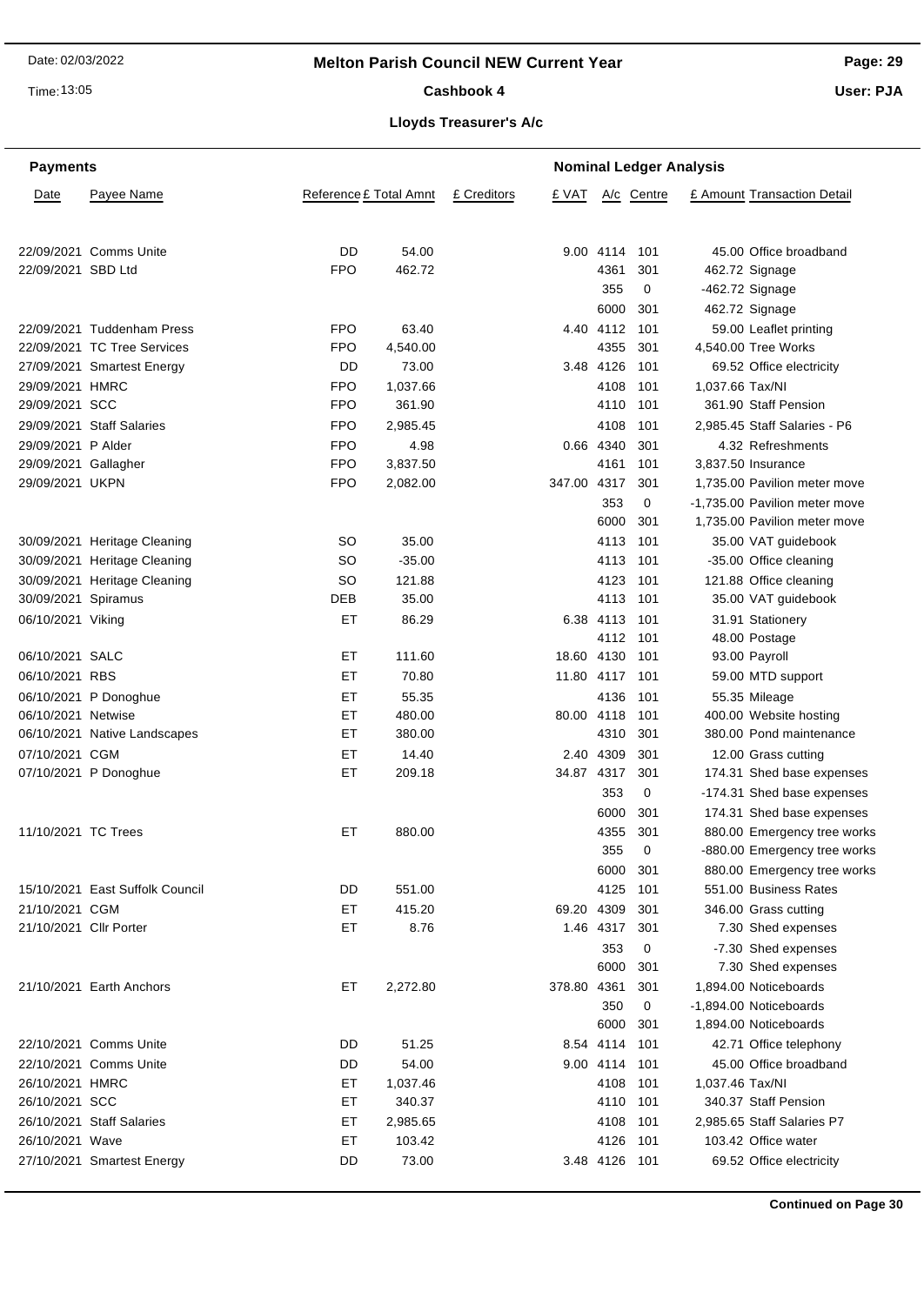# Melton Parish Council NEW Current Year

## Cashbook 4

### Lloyds Treasurer's A/c

**Payments** — **Nominal Ledger Analysis**

| Date | Payee Name | Reference | £ Total Amnt | £ Creditors | £ VAT | A/c | Centre | £ Amount | Transaction Detail |
|---|---|---|---|---|---|---|---|---|---|
| 22/09/2021 | Comms Unite | DD | 54.00 | | 9.00 | 4114 | 101 | 45.00 | Office broadband |
| 22/09/2021 | SBD Ltd | FPO | 462.72 | | | 4361 | 301 | 462.72 | Signage |
| | | | | | | 355 | 0 | -462.72 | Signage |
| | | | | | | 6000 | 301 | 462.72 | Signage |
| 22/09/2021 | Tuddenham Press | FPO | 63.40 | | 4.40 | 4112 | 101 | 59.00 | Leaflet printing |
| 22/09/2021 | TC Tree Services | FPO | 4,540.00 | | | 4355 | 301 | 4,540.00 | Tree Works |
| 27/09/2021 | Smartest Energy | DD | 73.00 | | 3.48 | 4126 | 101 | 69.52 | Office electricity |
| 29/09/2021 | HMRC | FPO | 1,037.66 | | | 4108 | 101 | 1,037.66 | Tax/NI |
| 29/09/2021 | SCC | FPO | 361.90 | | | 4110 | 101 | 361.90 | Staff Pension |
| 29/09/2021 | Staff Salaries | FPO | 2,985.45 | | | 4108 | 101 | 2,985.45 | Staff Salaries - P6 |
| 29/09/2021 | P Alder | FPO | 4.98 | | 0.66 | 4340 | 301 | 4.32 | Refreshments |
| 29/09/2021 | Gallagher | FPO | 3,837.50 | | | 4161 | 101 | 3,837.50 | Insurance |
| 29/09/2021 | UKPN | FPO | 2,082.00 | | 347.00 | 4317 | 301 | 1,735.00 | Pavilion meter move |
| | | | | | | 353 | 0 | -1,735.00 | Pavilion meter move |
| | | | | | | 6000 | 301 | 1,735.00 | Pavilion meter move |
| 30/09/2021 | Heritage Cleaning | SO | 35.00 | | | 4113 | 101 | 35.00 | VAT guidebook |
| 30/09/2021 | Heritage Cleaning | SO | -35.00 | | | 4113 | 101 | -35.00 | Office cleaning |
| 30/09/2021 | Heritage Cleaning | SO | 121.88 | | | 4123 | 101 | 121.88 | Office cleaning |
| 30/09/2021 | Spiramus | DEB | 35.00 | | | 4113 | 101 | 35.00 | VAT guidebook |
| 06/10/2021 | Viking | ET | 86.29 | | 6.38 | 4113 | 101 | 31.91 | Stationery |
| | | | | | | 4112 | 101 | 48.00 | Postage |
| 06/10/2021 | SALC | ET | 111.60 | | 18.60 | 4130 | 101 | 93.00 | Payroll |
| 06/10/2021 | RBS | ET | 70.80 | | 11.80 | 4117 | 101 | 59.00 | MTD support |
| 06/10/2021 | P Donoghue | ET | 55.35 | | | 4136 | 101 | 55.35 | Mileage |
| 06/10/2021 | Netwise | ET | 480.00 | | 80.00 | 4118 | 101 | 400.00 | Website hosting |
| 06/10/2021 | Native Landscapes | ET | 380.00 | | | 4310 | 301 | 380.00 | Pond maintenance |
| 07/10/2021 | CGM | ET | 14.40 | | 2.40 | 4309 | 301 | 12.00 | Grass cutting |
| 07/10/2021 | P Donoghue | ET | 209.18 | | 34.87 | 4317 | 301 | 174.31 | Shed base expenses |
| | | | | | | 353 | 0 | -174.31 | Shed base expenses |
| | | | | | | 6000 | 301 | 174.31 | Shed base expenses |
| 11/10/2021 | TC Trees | ET | 880.00 | | | 4355 | 301 | 880.00 | Emergency tree works |
| | | | | | | 355 | 0 | -880.00 | Emergency tree works |
| | | | | | | 6000 | 301 | 880.00 | Emergency tree works |
| 15/10/2021 | East Suffolk Council | DD | 551.00 | | | 4125 | 101 | 551.00 | Business Rates |
| 21/10/2021 | CGM | ET | 415.20 | | 69.20 | 4309 | 301 | 346.00 | Grass cutting |
| 21/10/2021 | Cllr Porter | ET | 8.76 | | 1.46 | 4317 | 301 | 7.30 | Shed expenses |
| | | | | | | 353 | 0 | -7.30 | Shed expenses |
| | | | | | | 6000 | 301 | 7.30 | Shed expenses |
| 21/10/2021 | Earth Anchors | ET | 2,272.80 | | 378.80 | 4361 | 301 | 1,894.00 | Noticeboards |
| | | | | | | 350 | 0 | -1,894.00 | Noticeboards |
| | | | | | | 6000 | 301 | 1,894.00 | Noticeboards |
| 22/10/2021 | Comms Unite | DD | 51.25 | | 8.54 | 4114 | 101 | 42.71 | Office telephony |
| 22/10/2021 | Comms Unite | DD | 54.00 | | 9.00 | 4114 | 101 | 45.00 | Office broadband |
| 26/10/2021 | HMRC | ET | 1,037.46 | | | 4108 | 101 | 1,037.46 | Tax/NI |
| 26/10/2021 | SCC | ET | 340.37 | | | 4110 | 101 | 340.37 | Staff Pension |
| 26/10/2021 | Staff Salaries | ET | 2,985.65 | | | 4108 | 101 | 2,985.65 | Staff Salaries P7 |
| 26/10/2021 | Wave | ET | 103.42 | | | 4126 | 101 | 103.42 | Office water |
| 27/10/2021 | Smartest Energy | DD | 73.00 | | 3.48 | 4126 | 101 | 69.52 | Office electricity |

**Continued on Page 30**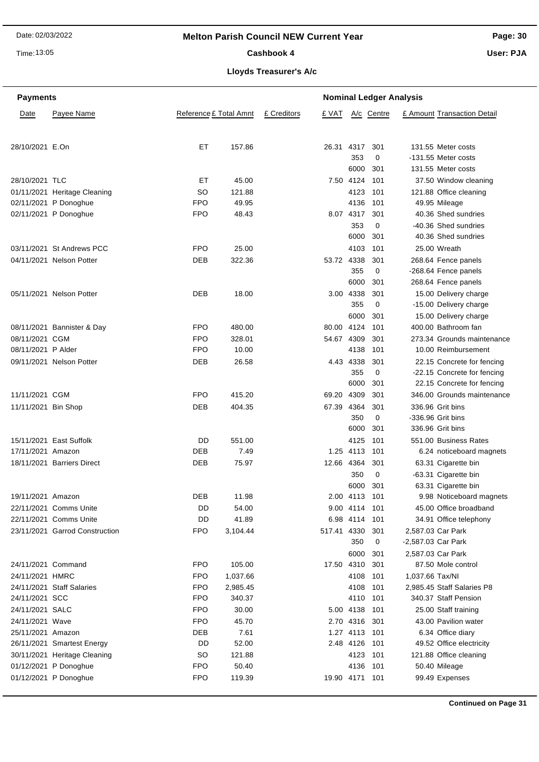# Melton Parish Council NEW Current Year

## Cashbook 4

### Lloyds Treasurer's A/c

| Payments | | | | | Nominal Ledger Analysis | | | | |
|---|---|---|---|---|---|---|---|---|---|
| Date | Payee Name | Reference | £ Total Amnt | £ Creditors | £ VAT | A/c | Centre | £ Amount | Transaction Detail |
| 28/10/2021 | E.On | ET | 157.86 | | 26.31 | 4317 | 301 | 131.55 | Meter costs |
| | | | | | | 353 | 0 | -131.55 | Meter costs |
| | | | | | | 6000 | 301 | 131.55 | Meter costs |
| 28/10/2021 | TLC | ET | 45.00 | | 7.50 | 4124 | 101 | 37.50 | Window cleaning |
| 01/11/2021 | Heritage Cleaning | SO | 121.88 | | | 4123 | 101 | 121.88 | Office cleaning |
| 02/11/2021 | P Donoghue | FPO | 49.95 | | | 4136 | 101 | 49.95 | Mileage |
| 02/11/2021 | P Donoghue | FPO | 48.43 | | 8.07 | 4317 | 301 | 40.36 | Shed sundries |
| | | | | | | 353 | 0 | -40.36 | Shed sundries |
| | | | | | | 6000 | 301 | 40.36 | Shed sundries |
| 03/11/2021 | St Andrews PCC | FPO | 25.00 | | | 4103 | 101 | 25.00 | Wreath |
| 04/11/2021 | Nelson Potter | DEB | 322.36 | | 53.72 | 4338 | 301 | 268.64 | Fence panels |
| | | | | | | 355 | 0 | -268.64 | Fence panels |
| | | | | | | 6000 | 301 | 268.64 | Fence panels |
| 05/11/2021 | Nelson Potter | DEB | 18.00 | | 3.00 | 4338 | 301 | 15.00 | Delivery charge |
| | | | | | | 355 | 0 | -15.00 | Delivery charge |
| | | | | | | 6000 | 301 | 15.00 | Delivery charge |
| 08/11/2021 | Bannister & Day | FPO | 480.00 | | 80.00 | 4124 | 101 | 400.00 | Bathroom fan |
| 08/11/2021 | CGM | FPO | 328.01 | | 54.67 | 4309 | 301 | 273.34 | Grounds maintenance |
| 08/11/2021 | P Alder | FPO | 10.00 | | | 4138 | 101 | 10.00 | Reimbursement |
| 09/11/2021 | Nelson Potter | DEB | 26.58 | | 4.43 | 4338 | 301 | 22.15 | Concrete for fencing |
| | | | | | | 355 | 0 | -22.15 | Concrete for fencing |
| | | | | | | 6000 | 301 | 22.15 | Concrete for fencing |
| 11/11/2021 | CGM | FPO | 415.20 | | 69.20 | 4309 | 301 | 346.00 | Grounds maintenance |
| 11/11/2021 | Bin Shop | DEB | 404.35 | | 67.39 | 4364 | 301 | 336.96 | Grit bins |
| | | | | | | 350 | 0 | -336.96 | Grit bins |
| | | | | | | 6000 | 301 | 336.96 | Grit bins |
| 15/11/2021 | East Suffolk | DD | 551.00 | | | 4125 | 101 | 551.00 | Business Rates |
| 17/11/2021 | Amazon | DEB | 7.49 | | 1.25 | 4113 | 101 | 6.24 | noticeboard magnets |
| 18/11/2021 | Barriers Direct | DEB | 75.97 | | 12.66 | 4364 | 301 | 63.31 | Cigarette bin |
| | | | | | | 350 | 0 | -63.31 | Cigarette bin |
| | | | | | | 6000 | 301 | 63.31 | Cigarette bin |
| 19/11/2021 | Amazon | DEB | 11.98 | | 2.00 | 4113 | 101 | 9.98 | Noticeboard magnets |
| 22/11/2021 | Comms Unite | DD | 54.00 | | 9.00 | 4114 | 101 | 45.00 | Office broadband |
| 22/11/2021 | Comms Unite | DD | 41.89 | | 6.98 | 4114 | 101 | 34.91 | Office telephony |
| 23/11/2021 | Garrod Construction | FPO | 3,104.44 | | 517.41 | 4330 | 301 | 2,587.03 | Car Park |
| | | | | | | 350 | 0 | -2,587.03 | Car Park |
| | | | | | | 6000 | 301 | 2,587.03 | Car Park |
| 24/11/2021 | Command | FPO | 105.00 | | 17.50 | 4310 | 301 | 87.50 | Mole control |
| 24/11/2021 | HMRC | FPO | 1,037.66 | | | 4108 | 101 | 1,037.66 | Tax/NI |
| 24/11/2021 | Staff Salaries | FPO | 2,985.45 | | | 4108 | 101 | 2,985.45 | Staff Salaries P8 |
| 24/11/2021 | SCC | FPO | 340.37 | | | 4110 | 101 | 340.37 | Staff Pension |
| 24/11/2021 | SALC | FPO | 30.00 | | 5.00 | 4138 | 101 | 25.00 | Staff training |
| 24/11/2021 | Wave | FPO | 45.70 | | 2.70 | 4316 | 301 | 43.00 | Pavilion water |
| 25/11/2021 | Amazon | DEB | 7.61 | | 1.27 | 4113 | 101 | 6.34 | Office diary |
| 26/11/2021 | Smartest Energy | DD | 52.00 | | 2.48 | 4126 | 101 | 49.52 | Office electricity |
| 30/11/2021 | Heritage Cleaning | SO | 121.88 | | | 4123 | 101 | 121.88 | Office cleaning |
| 01/12/2021 | P Donoghue | FPO | 50.40 | | | 4136 | 101 | 50.40 | Mileage |
| 01/12/2021 | P Donoghue | FPO | 119.39 | | 19.90 | 4171 | 101 | 99.49 | Expenses |

**Continued on Page 31**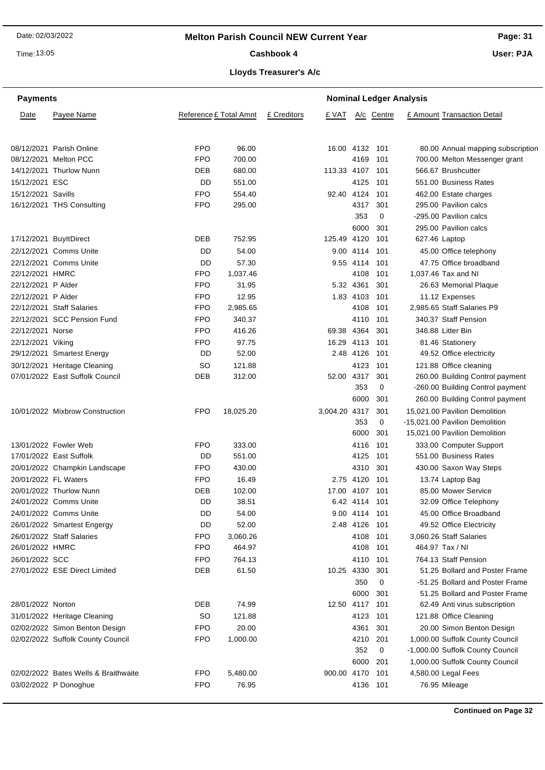# Melton Parish Council NEW Current Year

## Cashbook 4

### Lloyds Treasurer's A/c

| Payments | | | | | Nominal Ledger Analysis | | | | |
|---|---|---|---|---|---|---|---|---|---|
| Date | Payee Name | Reference | £ Total Amnt | £ Creditors | £ VAT | A/c | Centre | £ Amount | Transaction Detail |
| 08/12/2021 | Parish Online | FPO | 96.00 | | 16.00 | 4132 | 101 | 80.00 | Annual mapping subscription |
| 08/12/2021 | Melton PCC | FPO | 700.00 | | | 4169 | 101 | 700.00 | Melton Messenger grant |
| 14/12/2021 | Thurlow Nunn | DEB | 680.00 | | 113.33 | 4107 | 101 | 566.67 | Brushcutter |
| 15/12/2021 | ESC | DD | 551.00 | | | 4125 | 101 | 551.00 | Business Rates |
| 15/12/2021 | Savills | FPO | 554.40 | | 92.40 | 4124 | 101 | 462.00 | Estate charges |
| 16/12/2021 | THS Consulting | FPO | 295.00 | | | 4317 | 301 | 295.00 | Pavilion calcs |
| | | | | | | 353 | 0 | -295.00 | Pavilion calcs |
| | | | | | | 6000 | 301 | 295.00 | Pavilion calcs |
| 17/12/2021 | BuyltDirect | DEB | 752.95 | | 125.49 | 4120 | 101 | 627.46 | Laptop |
| 22/12/2021 | Comms Unite | DD | 54.00 | | 9.00 | 4114 | 101 | 45.00 | Office telephony |
| 22/12/2021 | Comms Unite | DD | 57.30 | | 9.55 | 4114 | 101 | 47.75 | Office broadband |
| 22/12/2021 | HMRC | FPO | 1,037.46 | | | 4108 | 101 | 1,037.46 | Tax and NI |
| 22/12/2021 | P Alder | FPO | 31.95 | | 5.32 | 4361 | 301 | 26.63 | Memorial Plaque |
| 22/12/2021 | P Alder | FPO | 12.95 | | 1.83 | 4103 | 101 | 11.12 | Expenses |
| 22/12/2021 | Staff Salaries | FPO | 2,985.65 | | | 4108 | 101 | 2,985.65 | Staff Salaries P9 |
| 22/12/2021 | SCC Pension Fund | FPO | 340.37 | | | 4110 | 101 | 340.37 | Staff Pension |
| 22/12/2021 | Norse | FPO | 416.26 | | 69.38 | 4364 | 301 | 346.88 | Litter Bin |
| 22/12/2021 | Viking | FPO | 97.75 | | 16.29 | 4113 | 101 | 81.46 | Stationery |
| 29/12/2021 | Smartest Energy | DD | 52.00 | | 2.48 | 4126 | 101 | 49.52 | Office electricity |
| 30/12/2021 | Heritage Cleaning | SO | 121.88 | | | 4123 | 101 | 121.88 | Office cleaning |
| 07/01/2022 | East Suffolk Council | DEB | 312.00 | | 52.00 | 4317 | 301 | 260.00 | Building Control payment |
| | | | | | | 353 | 0 | -260.00 | Building Control payment |
| | | | | | | 6000 | 301 | 260.00 | Building Control payment |
| 10/01/2022 | Mixbrow Construction | FPO | 18,025.20 | | 3,004.20 | 4317 | 301 | 15,021.00 | Pavilion Demolition |
| | | | | | | 353 | 0 | -15,021.00 | Pavilion Demolition |
| | | | | | | 6000 | 301 | 15,021.00 | Pavilion Demolition |
| 13/01/2022 | Fowler Web | FPO | 333.00 | | | 4116 | 101 | 333.00 | Computer Support |
| 17/01/2022 | East Suffolk | DD | 551.00 | | | 4125 | 101 | 551.00 | Business Rates |
| 20/01/2022 | Champkin Landscape | FPO | 430.00 | | | 4310 | 301 | 430.00 | Saxon Way Steps |
| 20/01/2022 | FL Waters | FPO | 16.49 | | 2.75 | 4120 | 101 | 13.74 | Laptop Bag |
| 20/01/2022 | Thurlow Nunn | DEB | 102.00 | | 17.00 | 4107 | 101 | 85.00 | Mower Service |
| 24/01/2022 | Comms Unite | DD | 38.51 | | 6.42 | 4114 | 101 | 32.09 | Office Telephony |
| 24/01/2022 | Comms Unite | DD | 54.00 | | 9.00 | 4114 | 101 | 45.00 | Office Broadband |
| 26/01/2022 | Smartest Engergy | DD | 52.00 | | 2.48 | 4126 | 101 | 49.52 | Office Electricity |
| 26/01/2022 | Staff Salaries | FPO | 3,060.26 | | | 4108 | 101 | 3,060.26 | Staff Salaries |
| 26/01/2022 | HMRC | FPO | 464.97 | | | 4108 | 101 | 464.97 | Tax / NI |
| 26/01/2022 | SCC | FPO | 764.13 | | | 4110 | 101 | 764.13 | Staff Pension |
| 27/01/2022 | ESE Direct Limited | DEB | 61.50 | | 10.25 | 4330 | 301 | 51.25 | Bollard and Poster Frame |
| | | | | | | 350 | 0 | -51.25 | Bollard and Poster Frame |
| | | | | | | 6000 | 301 | 51.25 | Bollard and Poster Frame |
| 28/01/2022 | Norton | DEB | 74.99 | | 12.50 | 4117 | 101 | 62.49 | Anti virus subscription |
| 31/01/2022 | Heritage Cleaning | SO | 121.88 | | | 4123 | 101 | 121.88 | Office Cleaning |
| 02/02/2022 | Simon Benton Design | FPO | 20.00 | | | 4361 | 301 | 20.00 | Simon Benton Design |
| 02/02/2022 | Suffolk County Council | FPO | 1,000.00 | | | 4210 | 201 | 1,000.00 | Suffolk County Council |
| | | | | | | 352 | 0 | -1,000.00 | Suffolk County Council |
| | | | | | | 6000 | 201 | 1,000.00 | Suffolk County Council |
| 02/02/2022 | Bates Wells & Braithwaite | FPO | 5,480.00 | | 900.00 | 4170 | 101 | 4,580.00 | Legal Fees |
| 03/02/2022 | P Donoghue | FPO | 76.95 | | | 4136 | 101 | 76.95 | Mileage |

**Continued on Page 32**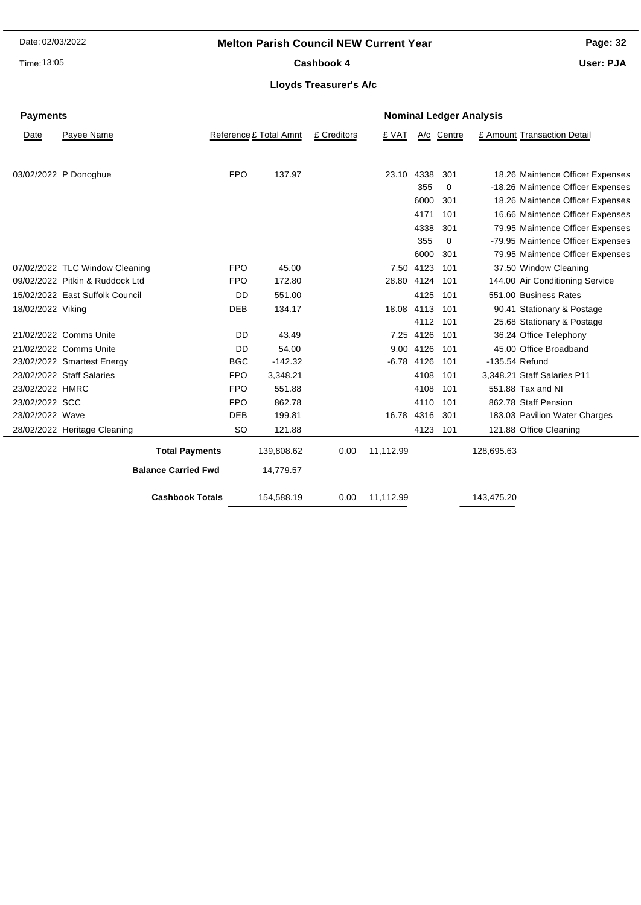Date: 02/03/2022

Time: 13:05

# Melton Parish Council NEW Current Year

## Cashbook 4

### Lloyds Treasurer's A/c

Page: 32

User: PJA

| Payments | | | | | | Nominal Ledger Analysis | | | | |
|---|---|---|---|---|---|---|---|---|---|---|
| Date | Payee Name | Reference | £ Total Amnt | £ Creditors | £ VAT | A/c | Centre | £ Amount | Transaction Detail |
| 03/02/2022 | P Donoghue | FPO | 137.97 | | 23.10 | 4338 | 301 | 18.26 | Maintence Officer Expenses |
| | | | | | | 355 | 0 | -18.26 | Maintence Officer Expenses |
| | | | | | | 6000 | 301 | 18.26 | Maintence Officer Expenses |
| | | | | | | 4171 | 101 | 16.66 | Maintence Officer Expenses |
| | | | | | | 4338 | 301 | 79.95 | Maintence Officer Expenses |
| | | | | | | 355 | 0 | -79.95 | Maintence Officer Expenses |
| | | | | | | 6000 | 301 | 79.95 | Maintence Officer Expenses |
| 07/02/2022 | TLC Window Cleaning | FPO | 45.00 | | 7.50 | 4123 | 101 | 37.50 | Window Cleaning |
| 09/02/2022 | Pitkin & Ruddock Ltd | FPO | 172.80 | | 28.80 | 4124 | 101 | 144.00 | Air Conditioning Service |
| 15/02/2022 | East Suffolk Council | DD | 551.00 | | | 4125 | 101 | 551.00 | Business Rates |
| 18/02/2022 | Viking | DEB | 134.17 | | 18.08 | 4113 | 101 | 90.41 | Stationary & Postage |
| | | | | | | 4112 | 101 | 25.68 | Stationary & Postage |
| 21/02/2022 | Comms Unite | DD | 43.49 | | 7.25 | 4126 | 101 | 36.24 | Office Telephony |
| 21/02/2022 | Comms Unite | DD | 54.00 | | 9.00 | 4126 | 101 | 45.00 | Office Broadband |
| 23/02/2022 | Smartest Energy | BGC | -142.32 | | -6.78 | 4126 | 101 | -135.54 | Refund |
| 23/02/2022 | Staff Salaries | FPO | 3,348.21 | | | 4108 | 101 | 3,348.21 | Staff Salaries P11 |
| 23/02/2022 | HMRC | FPO | 551.88 | | | 4108 | 101 | 551.88 | Tax and NI |
| 23/02/2022 | SCC | FPO | 862.78 | | | 4110 | 101 | 862.78 | Staff Pension |
| 23/02/2022 | Wave | DEB | 199.81 | | 16.78 | 4316 | 301 | 183.03 | Pavilion Water Charges |
| 28/02/2022 | Heritage Cleaning | SO | 121.88 | | | 4123 | 101 | 121.88 | Office Cleaning |
| | **Total Payments** | | 139,808.62 | 0.00 | 11,112.99 | | | 128,695.63 | |
| | **Balance Carried Fwd** | | 14,779.57 | | | | | | |
| | **Cashbook Totals** | | 154,588.19 | 0.00 | 11,112.99 | | | 143,475.20 | |